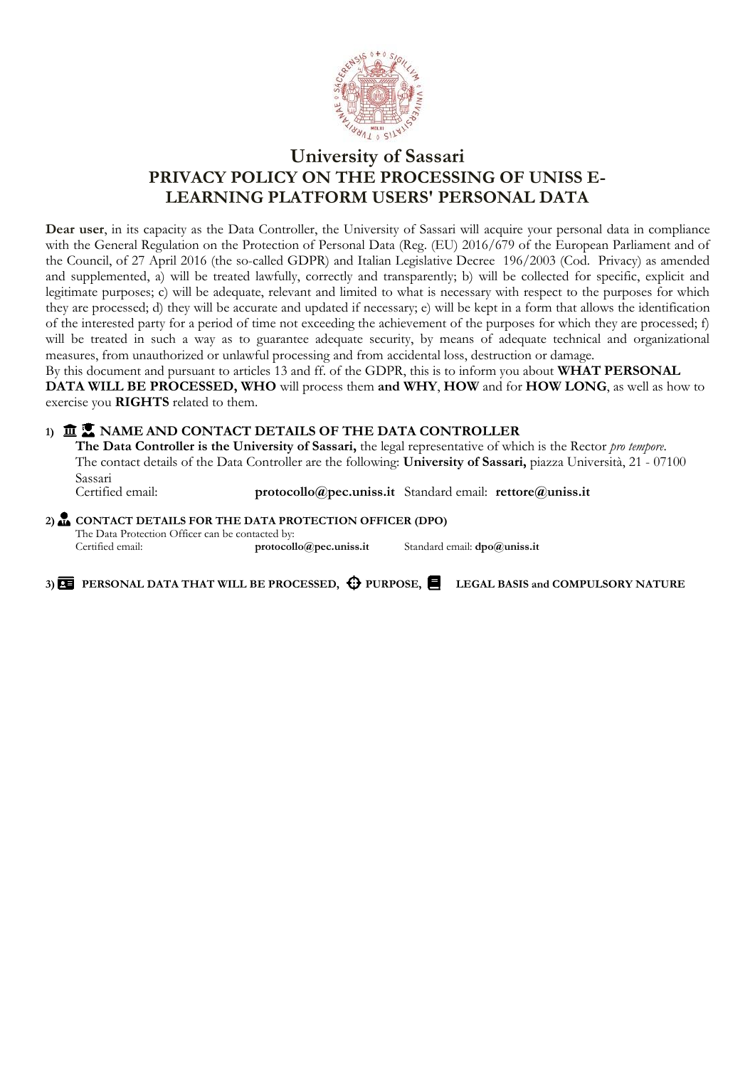# University of Sassari

## PRIVACY POLICY ON THE PROCESSING OF UNISS E-LEARNING PLATFORM USERS' PERSONAL DATA

**Dear user**, in its capacity as the Data Controller, the University of Sassari will acquire your personal data in compliance with the General Regulation on the Protection of Personal Data (Reg. (EU) 2016/679 of the European Parliament and of the Council, of 27 April 2016 (the so-called GDPR) and Italian Legislative Decree 196/2003 (Cod. Privacy) as amended and supplemented, a) will be treated lawfully, correctly and transparently; b) will be collected for specific, explicit and legitimate purposes; c) will be adequate, relevant and limited to what is necessary with respect to the purposes for which they are processed; d) they will be accurate and updated if necessary; e) will be kept in a form that allows the identification of the interested party for a period of time not exceeding the achievement of the purposes for which they are processed; f) will be treated in such a way as to guarantee adequate security, by means of adequate technical and organizational measures, from unauthorized or unlawful processing and from accidental loss, destruction or damage.

By this document and pursuant to articles 13 and ff. of the GDPR, this is to inform you about **WHAT PERSONAL DATA WILL BE PROCESSED, WHO** will process them **and WHY**, **HOW** and for **HOW LONG**, as well as how to exercise you **RIGHTS** related to them.

### 1) NAME AND CONTACT DETAILS OF THE DATA CONTROLLER

**The Data Controller is the University of Sassari,** the legal representative of which is the Rector *pro tempore*.
The contact details of the Data Controller are the following: **University of Sassari,** piazza Università, 21 - 07100 Sassari

Certified email: **protocollo@pec.uniss.it** Standard email: **rettore@uniss.it**

### 2) CONTACT DETAILS FOR THE DATA PROTECTION OFFICER (DPO)

The Data Protection Officer can be contacted by:

Certified email: **protocollo@pec.uniss.it** Standard email: **dpo@uniss.it**

### 3) PERSONAL DATA THAT WILL BE PROCESSED, PURPOSE, LEGAL BASIS and COMPULSORY NATURE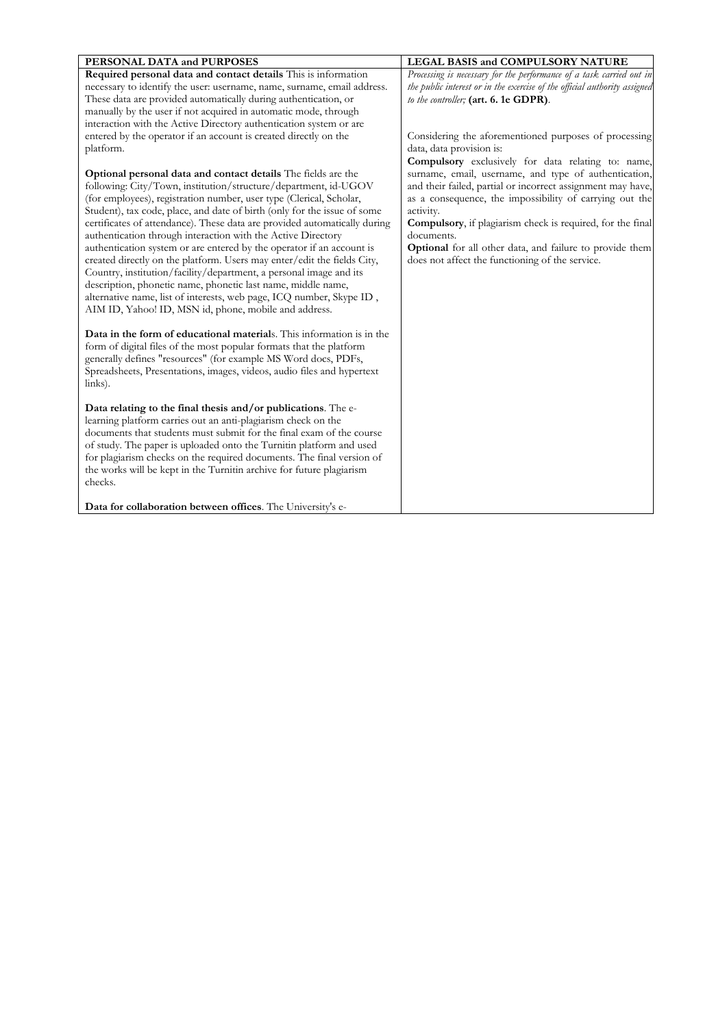| PERSONAL DATA and PURPOSES | LEGAL BASIS and COMPULSORY NATURE |
|---|---|
| **Required personal data and contact details** This is information necessary to identify the user: username, name, surname, email address. These data are provided automatically during authentication, or manually by the user if not acquired in automatic mode, through interaction with the Active Directory authentication system or are entered by the operator if an account is created directly on the platform.<br><br>**Optional personal data and contact details** The fields are the following: City/Town, institution/structure/department, id-UGOV (for employees), registration number, user type (Clerical, Scholar, Student), tax code, place, and date of birth (only for the issue of some certificates of attendance). These data are provided automatically during authentication through interaction with the Active Directory authentication system or are entered by the operator if an account is created directly on the platform. Users may enter/edit the fields City, Country, institution/facility/department, a personal image and its description, phonetic name, phonetic last name, middle name, alternative name, list of interests, web page, ICQ number, Skype ID , AIM ID, Yahoo! ID, MSN id, phone, mobile and address.<br><br>**Data in the form of educational material**s. This information is in the form of digital files of the most popular formats that the platform generally defines "resources" (for example MS Word docs, PDFs, Spreadsheets, Presentations, images, videos, audio files and hypertext links).<br><br>**Data relating to the final thesis and/or publications**. The e-learning platform carries out an anti-plagiarism check on the documents that students must submit for the final exam of the course of study. The paper is uploaded onto the Turnitin platform and used for plagiarism checks on the required documents. The final version of the works will be kept in the Turnitin archive for future plagiarism checks.<br><br>**Data for collaboration between offices**. The University's e- | *Processing is necessary for the performance of a task carried out in the public interest or in the exercise of the official authority assigned to the controller;* **(art. 6. 1e GDPR)**.<br><br>Considering the aforementioned purposes of processing data, data provision is:<br>**Compulsory** exclusively for data relating to: name, surname, email, username, and type of authentication, and their failed, partial or incorrect assignment may have, as a consequence, the impossibility of carrying out the activity.<br>**Compulsory**, if plagiarism check is required, for the final documents.<br>**Optional** for all other data, and failure to provide them does not affect the functioning of the service. |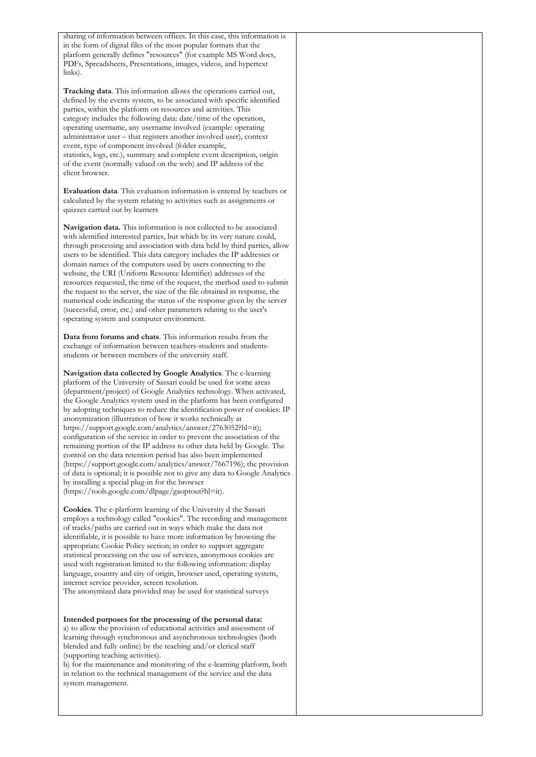sharing of information between offices. In this case, this information is in the form of digital files of the most popular formats that the platform generally defines "resources" (for example MS Word docs, PDFs, Spreadsheets, Presentations, images, videos, and hypertext links).

**Tracking data**. This information allows the operations carried out, defined by the events system, to be associated with specific identified parties, within the platform on resources and activities. This category includes the following data: date/time of the operation, operating username, any username involved (example: operating administrator user – that registers another involved user), context event, type of component involved (folder example, statistics, logs, etc.), summary and complete event description, origin of the event (normally valued on the web) and IP address of the client browser.

**Evaluation data**. This evaluation information is entered by teachers or calculated by the system relating to activities such as assignments or quizzes carried out by learners

**Navigation data.** This information is not collected to be associated with identified interested parties, but which by its very nature could, through processing and association with data held by third parties, allow users to be identified. This data category includes the IP addresses or domain names of the computers used by users connecting to the website, the URI (Uniform Resource Identifier) addresses of the resources requested, the time of the request, the method used to submit the request to the server, the size of the file obtained in response, the numerical code indicating the status of the response given by the server (successful, error, etc.) and other parameters relating to the user's operating system and computer environment.

**Data from forums and chats**. This information results from the exchange of information between teachers-students and students-students or between members of the university staff.

**Navigation data collected by Google Analytics**. The e-learning platform of the University of Sassari could be used for some areas (department/project) of Google Analytics technology. When activated, the Google Analytics system used in the platform has been configured by adopting techniques to reduce the identification power of cookies: IP anonymization (illustration of how it works technically at https://support.google.com/analytics/answer/2763052?hl=it); configuration of the service in order to prevent the association of the remaining portion of the IP address to other data held by Google. The control on the data retention period has also been implemented (https://support.google.com/analytics/answer/7667196); the provision of data is optional; it is possible not to give any data to Google Analytics by installing a special plug-in for the browser (https://tools.google.com/dlpage/gaoptout?hl=it).

**Cookies**. The e-platform learning of the University d the Sassari employs a technology called "cookies". The recording and management of tracks/paths are carried out in ways which make the data not identifiable, it is possible to have more information by browsing the appropriate Cookie Policy section; in order to support aggregate statistical processing on the use of services, anonymous cookies are used with registration limited to the following information: display language, country and city of origin, browser used, operating system, internet service provider, screen resolution.
The anonymized data provided may be used for statistical surveys

**Intended purposes for the processing of the personal data:**
a) to allow the provision of educational activities and assessment of learning through synchronous and asynchronous technologies (both blended and fully online) by the teaching and/or clerical staff (supporting teaching activities).
b) for the maintenance and monitoring of the e-learning platform, both in relation to the technical management of the service and the data system management.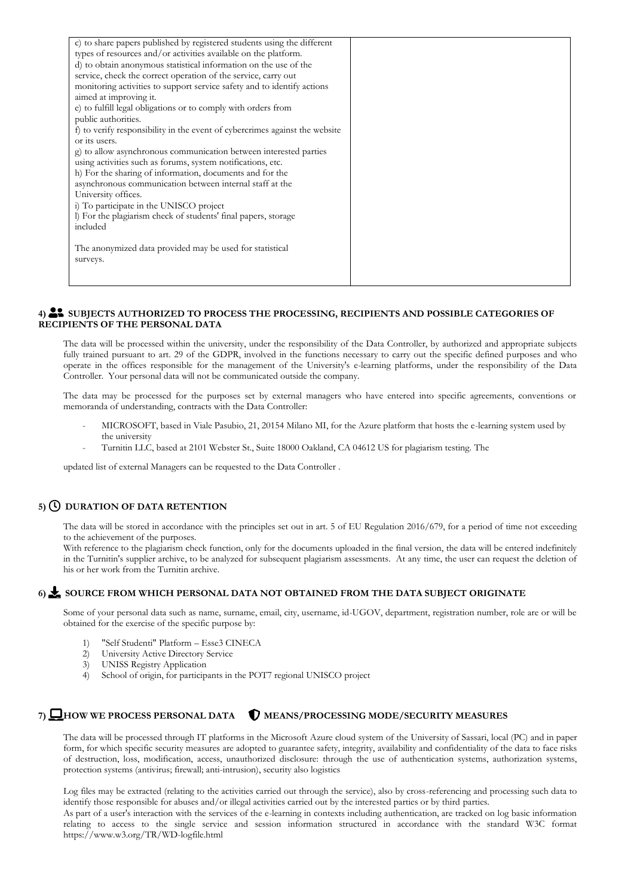| | |
|---|---|
| c) to share papers published by registered students using the different types of resources and/or activities available on the platform.<br>d) to obtain anonymous statistical information on the use of the service, check the correct operation of the service, carry out monitoring activities to support service safety and to identify actions aimed at improving it.<br>e) to fulfill legal obligations or to comply with orders from public authorities.<br>f) to verify responsibility in the event of cybercrimes against the website or its users.<br>g) to allow asynchronous communication between interested parties using activities such as forums, system notifications, etc.<br>h) For the sharing of information, documents and for the asynchronous communication between internal staff at the University offices.<br>i) To participate in the UNISCO project<br>l) For the plagiarism check of students' final papers, storage included<br><br>The anonymized data provided may be used for statistical surveys. | |

## 4) SUBJECTS AUTHORIZED TO PROCESS THE PROCESSING, RECIPIENTS AND POSSIBLE CATEGORIES OF RECIPIENTS OF THE PERSONAL DATA

The data will be processed within the university, under the responsibility of the Data Controller, by authorized and appropriate subjects fully trained pursuant to art. 29 of the GDPR, involved in the functions necessary to carry out the specific defined purposes and who operate in the offices responsible for the management of the University's e-learning platforms, under the responsibility of the Data Controller. Your personal data will not be communicated outside the company.

The data may be processed for the purposes set by external managers who have entered into specific agreements, conventions or memoranda of understanding, contracts with the Data Controller:

- MICROSOFT, based in Viale Pasubio, 21, 20154 Milano MI, for the Azure platform that hosts the e-learning system used by the university
- Turnitin LLC, based at 2101 Webster St., Suite 18000 Oakland, CA 04612 US for plagiarism testing. The

updated list of external Managers can be requested to the Data Controller .

## 5) DURATION OF DATA RETENTION

The data will be stored in accordance with the principles set out in art. 5 of EU Regulation 2016/679, for a period of time not exceeding to the achievement of the purposes.
With reference to the plagiarism check function, only for the documents uploaded in the final version, the data will be entered indefinitely in the Turnitin's supplier archive, to be analyzed for subsequent plagiarism assessments. At any time, the user can request the deletion of his or her work from the Turnitin archive.

## 6) SOURCE FROM WHICH PERSONAL DATA NOT OBTAINED FROM THE DATA SUBJECT ORIGINATE

Some of your personal data such as name, surname, email, city, username, id-UGOV, department, registration number, role are or will be obtained for the exercise of the specific purpose by:

1) "Self Studenti" Platform – Esse3 CINECA
2) University Active Directory Service
3) UNISS Registry Application
4) School of origin, for participants in the POT7 regional UNISCO project

## 7) HOW WE PROCESS PERSONAL DATA MEANS/PROCESSING MODE/SECURITY MEASURES

The data will be processed through IT platforms in the Microsoft Azure cloud system of the University of Sassari, local (PC) and in paper form, for which specific security measures are adopted to guarantee safety, integrity, availability and confidentiality of the data to face risks of destruction, loss, modification, access, unauthorized disclosure: through the use of authentication systems, authorization systems, protection systems (antivirus; firewall; anti-intrusion), security also logistics

Log files may be extracted (relating to the activities carried out through the service), also by cross-referencing and processing such data to identify those responsible for abuses and/or illegal activities carried out by the interested parties or by third parties.
As part of a user's interaction with the services of the e-learning in contexts including authentication, are tracked on log basic information relating to access to the single service and session information structured in accordance with the standard W3C format https://www.w3.org/TR/WD-logfile.html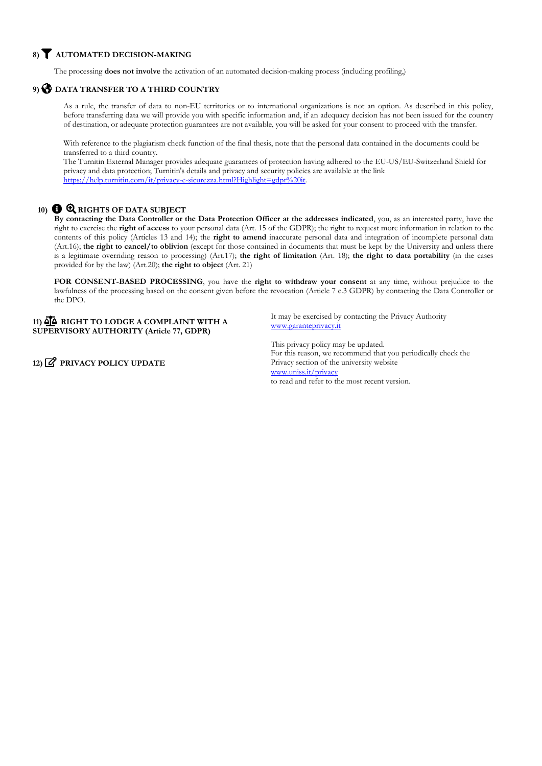### 8) AUTOMATED DECISION-MAKING

The processing **does not involve** the activation of an automated decision-making process (including profiling,)

### 9) DATA TRANSFER TO A THIRD COUNTRY

As a rule, the transfer of data to non-EU territories or to international organizations is not an option. As described in this policy, before transferring data we will provide you with specific information and, if an adequacy decision has not been issued for the country of destination, or adequate protection guarantees are not available, you will be asked for your consent to proceed with the transfer.

With reference to the plagiarism check function of the final thesis, note that the personal data contained in the documents could be transferred to a third country.
The Turnitin External Manager provides adequate guarantees of protection having adhered to the EU-US/EU-Switzerland Shield for privacy and data protection; Turnitin's details and privacy and security policies are available at the link https://help.turnitin.com/it/privacy-e-sicurezza.html?Highlight=gdpr%20it.

### 10) RIGHTS OF DATA SUBJECT

**By contacting the Data Controller or the Data Protection Officer at the addresses indicated**, you, as an interested party, have the right to exercise the **right of access** to your personal data (Art. 15 of the GDPR); the right to request more information in relation to the contents of this policy (Articles 13 and 14); the **right to amend** inaccurate personal data and integration of incomplete personal data (Art.16); **the right to cancel/to oblivion** (except for those contained in documents that must be kept by the University and unless there is a legitimate overriding reason to processing) (Art.17); **the right of limitation** (Art. 18); **the right to data portability** (in the cases provided for by the law) (Art.20); **the right to object** (Art. 21)

**FOR CONSENT-BASED PROCESSING**, you have the **right to withdraw your consent** at any time, without prejudice to the lawfulness of the processing based on the consent given before the revocation (Article 7 c.3 GDPR) by contacting the Data Controller or the DPO.

### 11) RIGHT TO LODGE A COMPLAINT WITH A SUPERVISORY AUTHORITY (Article 77, GDPR)

It may be exercised by contacting the Privacy Authority
www.garanteprivacy.it

### 12) PRIVACY POLICY UPDATE

This privacy policy may be updated.
For this reason, we recommend that you periodically check the Privacy section of the university website
www.uniss.it/privacy
to read and refer to the most recent version.